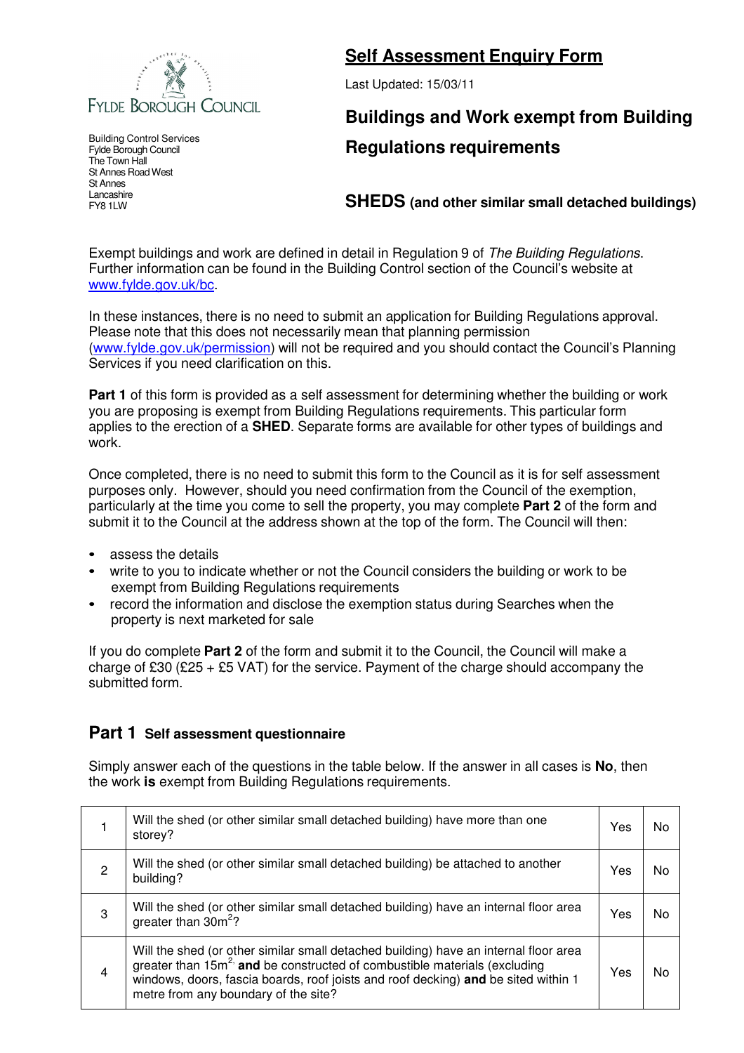FYLDE BOROUGH COUNCIL

Building Control Services
Fylde Borough Council
The Town Hall
St Annes Road West
St Annes
Lancashire
FY8 1LW

# Self Assessment Enquiry Form

Last Updated: 15/03/11

## Buildings and Work exempt from Building Regulations requirements

## SHEDS (and other similar small detached buildings)

Exempt buildings and work are defined in detail in Regulation 9 of *The Building Regulations*. Further information can be found in the Building Control section of the Council's website at www.fylde.gov.uk/bc.

In these instances, there is no need to submit an application for Building Regulations approval. Please note that this does not necessarily mean that planning permission (www.fylde.gov.uk/permission) will not be required and you should contact the Council's Planning Services if you need clarification on this.

**Part 1** of this form is provided as a self assessment for determining whether the building or work you are proposing is exempt from Building Regulations requirements. This particular form applies to the erection of a **SHED**. Separate forms are available for other types of buildings and work.

Once completed, there is no need to submit this form to the Council as it is for self assessment purposes only. However, should you need confirmation from the Council of the exemption, particularly at the time you come to sell the property, you may complete **Part 2** of the form and submit it to the Council at the address shown at the top of the form. The Council will then:

- assess the details
- write to you to indicate whether or not the Council considers the building or work to be exempt from Building Regulations requirements
- record the information and disclose the exemption status during Searches when the property is next marketed for sale

If you do complete **Part 2** of the form and submit it to the Council, the Council will make a charge of £30 (£25 + £5 VAT) for the service. Payment of the charge should accompany the submitted form.

## Part 1 Self assessment questionnaire

Simply answer each of the questions in the table below. If the answer in all cases is **No**, then the work **is** exempt from Building Regulations requirements.

| | | | |
|---|---|---|---|
| 1 | Will the shed (or other similar small detached building) have more than one storey? | Yes | No |
| 2 | Will the shed (or other similar small detached building) be attached to another building? | Yes | No |
| 3 | Will the shed (or other similar small detached building) have an internal floor area greater than 30m$^2$? | Yes | No |
| 4 | Will the shed (or other similar small detached building) have an internal floor area greater than 15m$^2$ **and** be constructed of combustible materials (excluding windows, doors, fascia boards, roof joists and roof decking) **and** be sited within 1 metre from any boundary of the site? | Yes | No |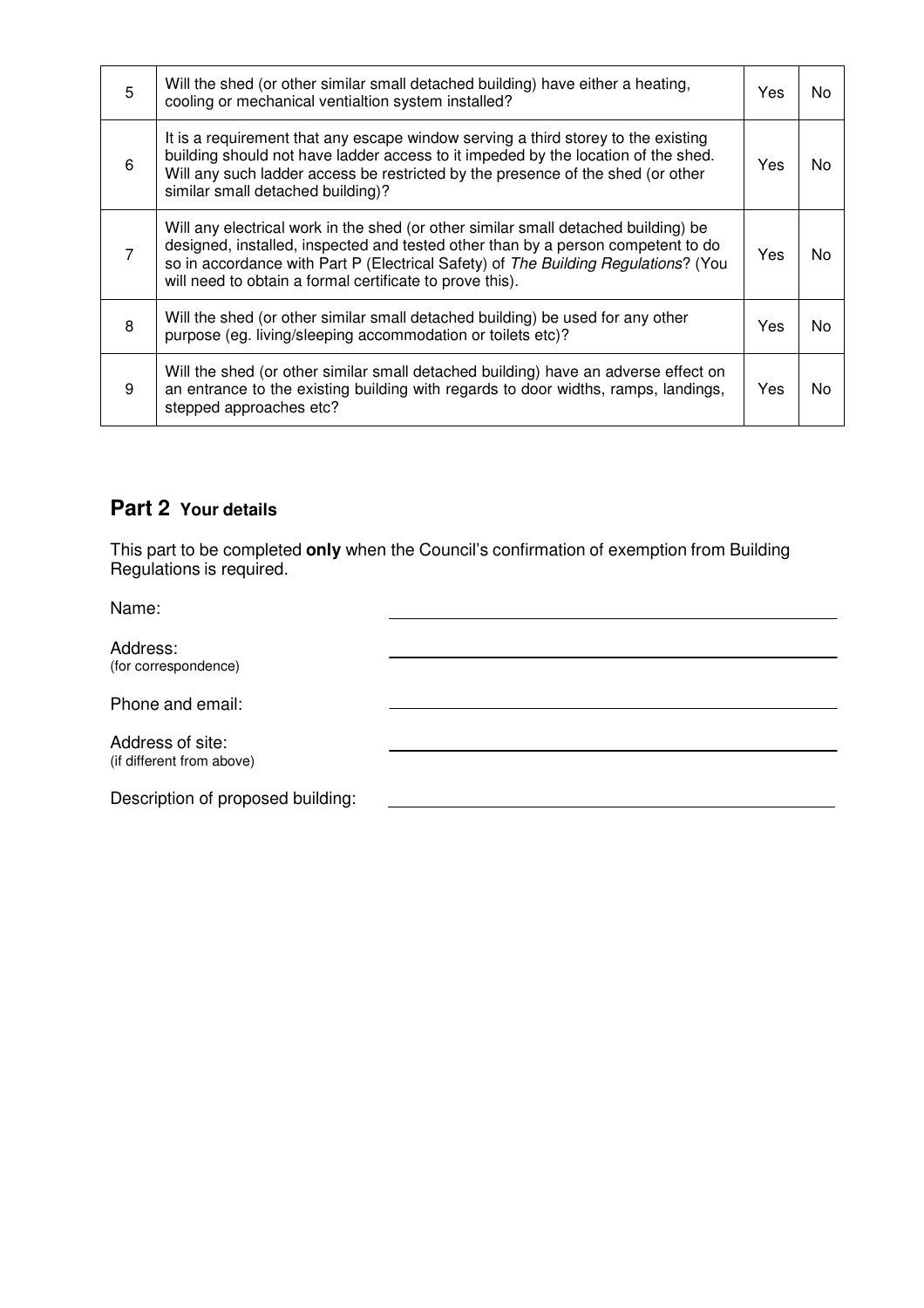| | | | |
|---|---|---|---|
| 5 | Will the shed (or other similar small detached building) have either a heating, cooling or mechanical ventialtion system installed? | Yes | No |
| 6 | It is a requirement that any escape window serving a third storey to the existing building should not have ladder access to it impeded by the location of the shed. Will any such ladder access be restricted by the presence of the shed (or other similar small detached building)? | Yes | No |
| 7 | Will any electrical work in the shed (or other similar small detached building) be designed, installed, inspected and tested other than by a person competent to do so in accordance with Part P (Electrical Safety) of *The Building Regulations*? (You will need to obtain a formal certificate to prove this). | Yes | No |
| 8 | Will the shed (or other similar small detached building) be used for any other purpose (eg. living/sleeping accommodation or toilets etc)? | Yes | No |
| 9 | Will the shed (or other similar small detached building) have an adverse effect on an entrance to the existing building with regards to door widths, ramps, landings, stepped approaches etc? | Yes | No |

## Part 2 Your details

This part to be completed **only** when the Council's confirmation of exemption from Building Regulations is required.

Name: \_\_\_\_\_\_\_\_\_\_\_\_\_\_\_\_\_\_\_\_\_\_\_\_\_\_\_\_\_\_\_\_\_\_\_\_\_\_\_\_

Address:
(for correspondence) \_\_\_\_\_\_\_\_\_\_\_\_\_\_\_\_\_\_\_\_\_\_\_\_\_\_\_\_\_\_\_\_\_\_\_\_\_\_\_\_

Phone and email: \_\_\_\_\_\_\_\_\_\_\_\_\_\_\_\_\_\_\_\_\_\_\_\_\_\_\_\_\_\_\_\_\_\_\_\_\_\_\_\_

Address of site:
(if different from above) \_\_\_\_\_\_\_\_\_\_\_\_\_\_\_\_\_\_\_\_\_\_\_\_\_\_\_\_\_\_\_\_\_\_\_\_\_\_\_\_

Description of proposed building: \_\_\_\_\_\_\_\_\_\_\_\_\_\_\_\_\_\_\_\_\_\_\_\_\_\_\_\_\_\_\_\_\_\_\_\_\_\_\_\_